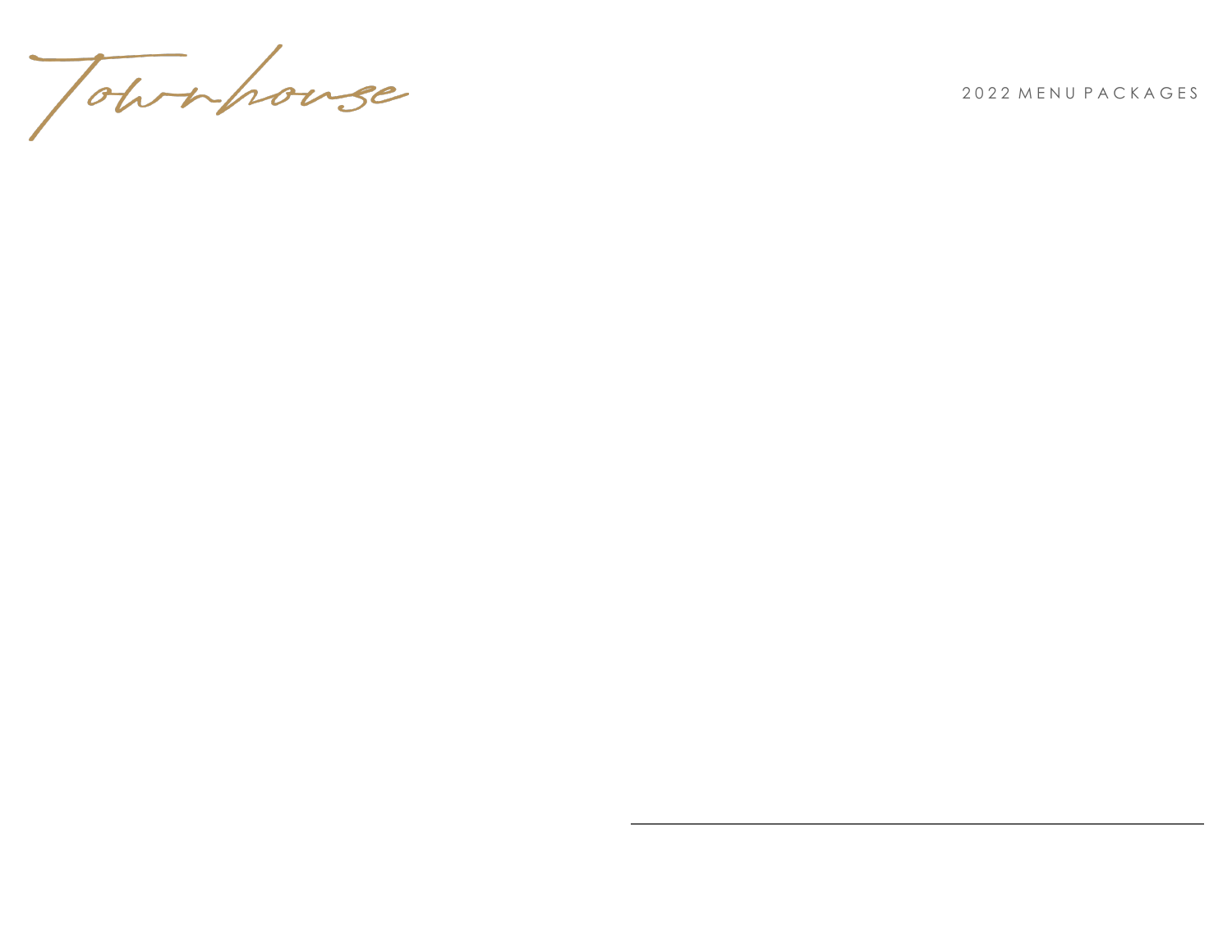# Townhouse

2022 MENU PACKAGES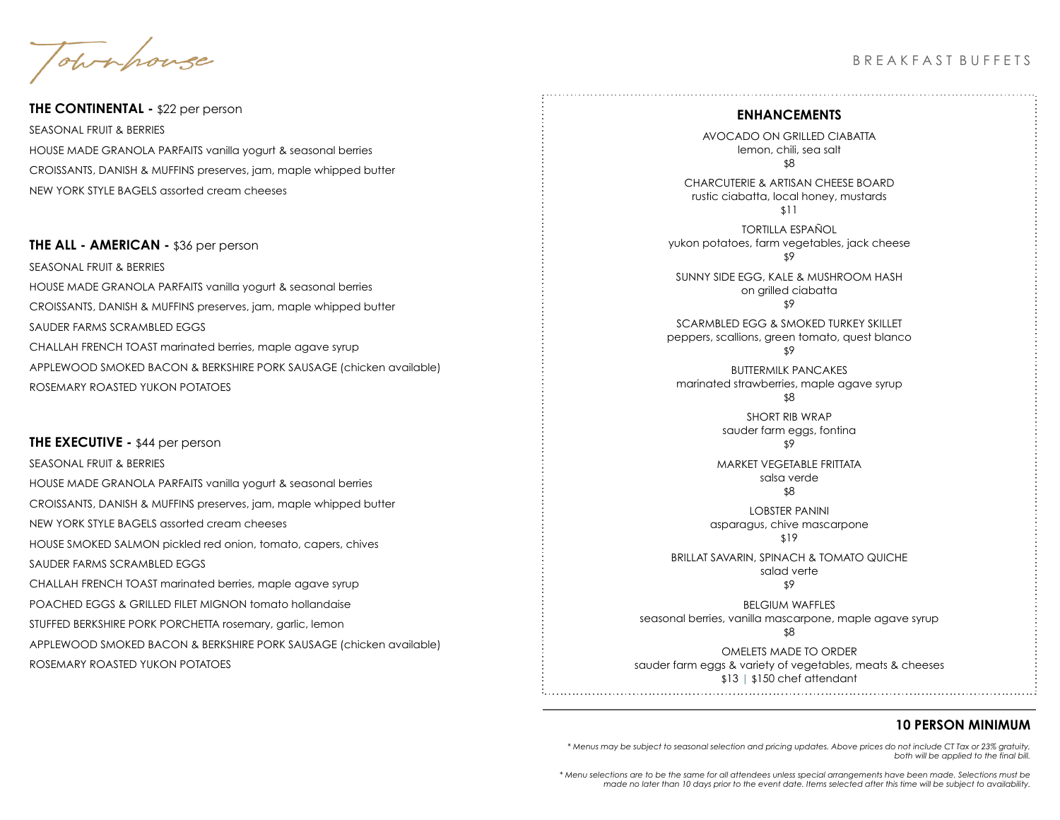Townhouse

BREAKFAST BUFFETS

**THE CONTINENTAL -** $22 per person

SEASONAL FRUIT & BERRIES

HOUSE MADE GRANOLA PARFAITS vanilla yogurt & seasonal berries

CROISSANTS, DANISH & MUFFINS preserves, jam, maple whipped butter

NEW YORK STYLE BAGELS assorted cream cheeses

**THE ALL - AMERICAN -** $36 per person

SEASONAL FRUIT & BERRIES

HOUSE MADE GRANOLA PARFAITS vanilla yogurt & seasonal berries

CROISSANTS, DANISH & MUFFINS preserves, jam, maple whipped butter

SAUDER FARMS SCRAMBLED EGGS

CHALLAH FRENCH TOAST marinated berries, maple agave syrup

APPLEWOOD SMOKED BACON & BERKSHIRE PORK SAUSAGE (chicken available)

ROSEMARY ROASTED YUKON POTATOES

**THE EXECUTIVE -** $44 per person

SEASONAL FRUIT & BERRIES

HOUSE MADE GRANOLA PARFAITS vanilla yogurt & seasonal berries

CROISSANTS, DANISH & MUFFINS preserves, jam, maple whipped butter

NEW YORK STYLE BAGELS assorted cream cheeses

HOUSE SMOKED SALMON pickled red onion, tomato, capers, chives

SAUDER FARMS SCRAMBLED EGGS

CHALLAH FRENCH TOAST marinated berries, maple agave syrup

POACHED EGGS & GRILLED FILET MIGNON tomato hollandaise

STUFFED BERKSHIRE PORK PORCHETTA rosemary, garlic, lemon

APPLEWOOD SMOKED BACON & BERKSHIRE PORK SAUSAGE (chicken available)

ROSEMARY ROASTED YUKON POTATOES

## ENHANCEMENTS

AVOCADO ON GRILLED CIABATTA
lemon, chili, sea salt
$8

CHARCUTERIE & ARTISAN CHEESE BOARD
rustic ciabatta, local honey, mustards
$11

TORTILLA ESPAÑOL
yukon potatoes, farm vegetables, jack cheese
$9

SUNNY SIDE EGG, KALE & MUSHROOM HASH
on grilled ciabatta
$9

SCARMBLED EGG & SMOKED TURKEY SKILLET
peppers, scallions, green tomato, quest blanco
$9

BUTTERMILK PANCAKES
marinated strawberries, maple agave syrup
$8

SHORT RIB WRAP
sauder farm eggs, fontina
$9

MARKET VEGETABLE FRITTATA
salsa verde
$8

LOBSTER PANINI
asparagus, chive mascarpone
$19

BRILLAT SAVARIN, SPINACH & TOMATO QUICHE
salad verte
$9

BELGIUM WAFFLES
seasonal berries, vanilla mascarpone, maple agave syrup
$8

OMELETS MADE TO ORDER
sauder farm eggs & variety of vegetables, meats & cheeses
$13 | $150 chef attendant

**10 PERSON MINIMUM**

*\* Menus may be subject to seasonal selection and pricing updates. Above prices do not include CT Tax or 23% gratuity, both will be applied to the final bill.*

*\* Menu selections are to be the same for all attendees unless special arrangements have been made. Selections must be made no later than 10 days prior to the event date. Items selected after this time will be subject to availability.*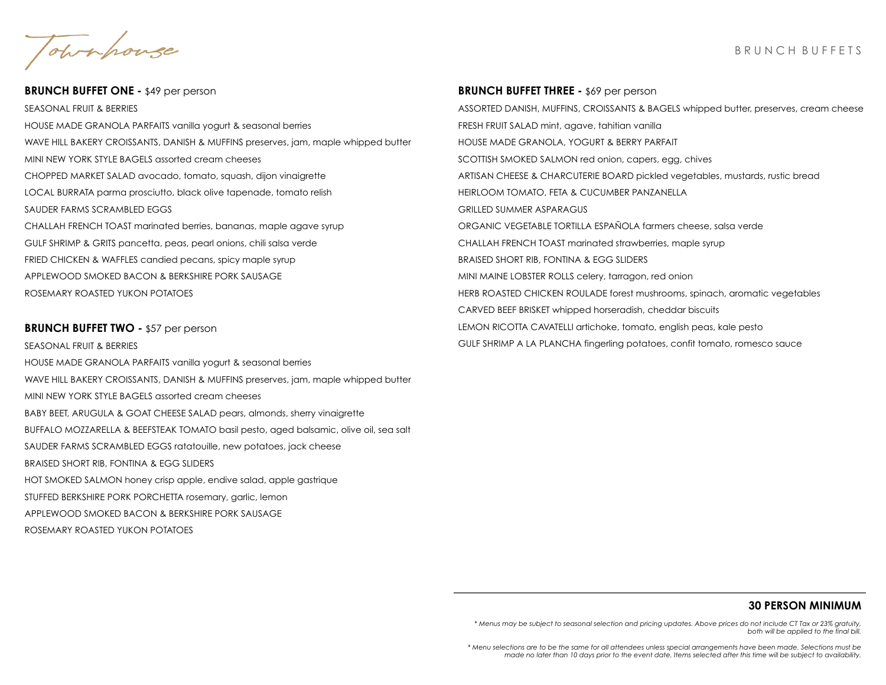Townhouse

BRUNCH BUFFETS

**BRUNCH BUFFET ONE -** $49 per person

SEASONAL FRUIT & BERRIES

HOUSE MADE GRANOLA PARFAITS vanilla yogurt & seasonal berries

WAVE HILL BAKERY CROISSANTS, DANISH & MUFFINS preserves, jam, maple whipped butter

MINI NEW YORK STYLE BAGELS assorted cream cheeses

CHOPPED MARKET SALAD avocado, tomato, squash, dijon vinaigrette

LOCAL BURRATA parma prosciutto, black olive tapenade, tomato relish

SAUDER FARMS SCRAMBLED EGGS

CHALLAH FRENCH TOAST marinated berries, bananas, maple agave syrup

GULF SHRIMP & GRITS pancetta, peas, pearl onions, chili salsa verde

FRIED CHICKEN & WAFFLES candied pecans, spicy maple syrup

APPLEWOOD SMOKED BACON & BERKSHIRE PORK SAUSAGE

ROSEMARY ROASTED YUKON POTATOES

**BRUNCH BUFFET TWO -** $57 per person

SEASONAL FRUIT & BERRIES

HOUSE MADE GRANOLA PARFAITS vanilla yogurt & seasonal berries

WAVE HILL BAKERY CROISSANTS, DANISH & MUFFINS preserves, jam, maple whipped butter

MINI NEW YORK STYLE BAGELS assorted cream cheeses

BABY BEET, ARUGULA & GOAT CHEESE SALAD pears, almonds, sherry vinaigrette

BUFFALO MOZZARELLA & BEEFSTEAK TOMATO basil pesto, aged balsamic, olive oil, sea salt

SAUDER FARMS SCRAMBLED EGGS ratatouille, new potatoes, jack cheese

BRAISED SHORT RIB, FONTINA & EGG SLIDERS

HOT SMOKED SALMON honey crisp apple, endive salad, apple gastrique

STUFFED BERKSHIRE PORK PORCHETTA rosemary, garlic, lemon

APPLEWOOD SMOKED BACON & BERKSHIRE PORK SAUSAGE

ROSEMARY ROASTED YUKON POTATOES

**BRUNCH BUFFET THREE -** $69 per person

ASSORTED DANISH, MUFFINS, CROISSANTS & BAGELS whipped butter, preserves, cream cheese

FRESH FRUIT SALAD mint, agave, tahitian vanilla

HOUSE MADE GRANOLA, YOGURT & BERRY PARFAIT

SCOTTISH SMOKED SALMON red onion, capers, egg, chives

ARTISAN CHEESE & CHARCUTERIE BOARD pickled vegetables, mustards, rustic bread

HEIRLOOM TOMATO, FETA & CUCUMBER PANZANELLA

GRILLED SUMMER ASPARAGUS

ORGANIC VEGETABLE TORTILLA ESPAÑOLA farmers cheese, salsa verde

CHALLAH FRENCH TOAST marinated strawberries, maple syrup

BRAISED SHORT RIB, FONTINA & EGG SLIDERS

MINI MAINE LOBSTER ROLLS celery, tarragon, red onion

HERB ROASTED CHICKEN ROULADE forest mushrooms, spinach, aromatic vegetables

CARVED BEEF BRISKET whipped horseradish, cheddar biscuits

LEMON RICOTTA CAVATELLI artichoke, tomato, english peas, kale pesto

GULF SHRIMP A LA PLANCHA fingerling potatoes, confit tomato, romesco sauce

**30 PERSON MINIMUM**

*\* Menus may be subject to seasonal selection and pricing updates. Above prices do not include CT Tax or 23% gratuity, both will be applied to the final bill.*

*\* Menu selections are to be the same for all attendees unless special arrangements have been made. Selections must be made no later than 10 days prior to the event date. Items selected after this time will be subject to availability.*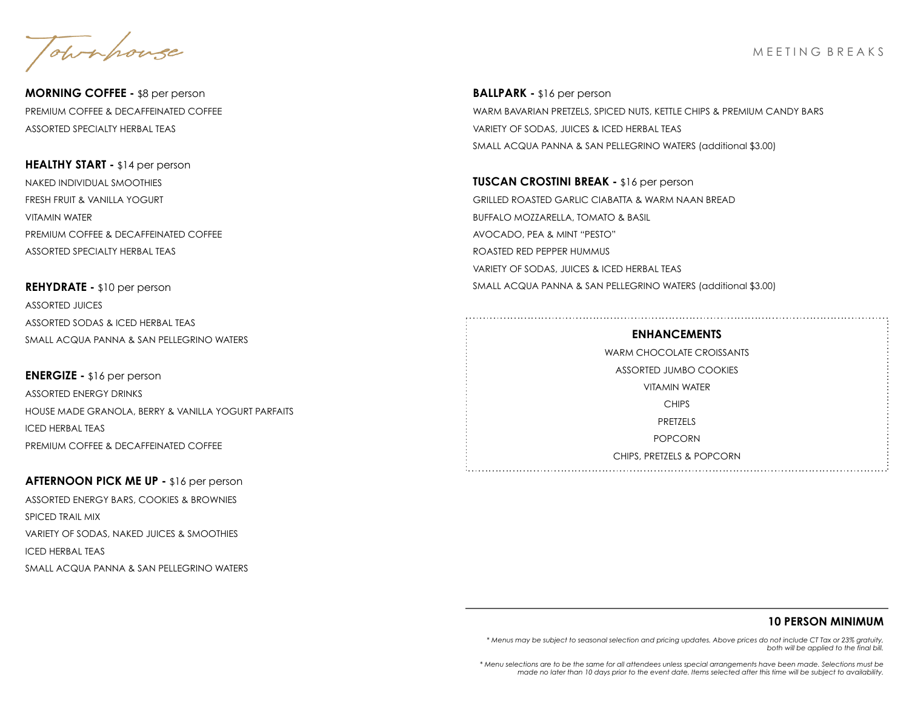# MEETING BREAKS

**MORNING COFFEE -** $8 per person

PREMIUM COFFEE & DECAFFEINATED COFFEE
ASSORTED SPECIALTY HERBAL TEAS

**HEALTHY START -** $14 per person

NAKED INDIVIDUAL SMOOTHIES
FRESH FRUIT & VANILLA YOGURT
VITAMIN WATER
PREMIUM COFFEE & DECAFFEINATED COFFEE
ASSORTED SPECIALTY HERBAL TEAS

**REHYDRATE -** $10 per person

ASSORTED JUICES
ASSORTED SODAS & ICED HERBAL TEAS
SMALL ACQUA PANNA & SAN PELLEGRINO WATERS

**ENERGIZE -** $16 per person

ASSORTED ENERGY DRINKS
HOUSE MADE GRANOLA, BERRY & VANILLA YOGURT PARFAITS
ICED HERBAL TEAS
PREMIUM COFFEE & DECAFFEINATED COFFEE

**AFTERNOON PICK ME UP -** $16 per person

ASSORTED ENERGY BARS, COOKIES & BROWNIES
SPICED TRAIL MIX
VARIETY OF SODAS, NAKED JUICES & SMOOTHIES
ICED HERBAL TEAS
SMALL ACQUA PANNA & SAN PELLEGRINO WATERS

**BALLPARK -** $16 per person

WARM BAVARIAN PRETZELS, SPICED NUTS, KETTLE CHIPS & PREMIUM CANDY BARS
VARIETY OF SODAS, JUICES & ICED HERBAL TEAS
SMALL ACQUA PANNA & SAN PELLEGRINO WATERS (additional $3.00)

**TUSCAN CROSTINI BREAK -** $16 per person

GRILLED ROASTED GARLIC CIABATTA & WARM NAAN BREAD
BUFFALO MOZZARELLA, TOMATO & BASIL
AVOCADO, PEA & MINT "PESTO"
ROASTED RED PEPPER HUMMUS
VARIETY OF SODAS, JUICES & ICED HERBAL TEAS
SMALL ACQUA PANNA & SAN PELLEGRINO WATERS (additional $3.00)

**ENHANCEMENTS**

WARM CHOCOLATE CROISSANTS
ASSORTED JUMBO COOKIES
VITAMIN WATER
CHIPS
PRETZELS
POPCORN
CHIPS, PRETZELS & POPCORN

**10 PERSON MINIMUM**

*\* Menus may be subject to seasonal selection and pricing updates. Above prices do not include CT Tax or 23% gratuity, both will be applied to the final bill.*

*\* Menu selections are to be the same for all attendees unless special arrangements have been made. Selections must be made no later than 10 days prior to the event date. Items selected after this time will be subject to availability.*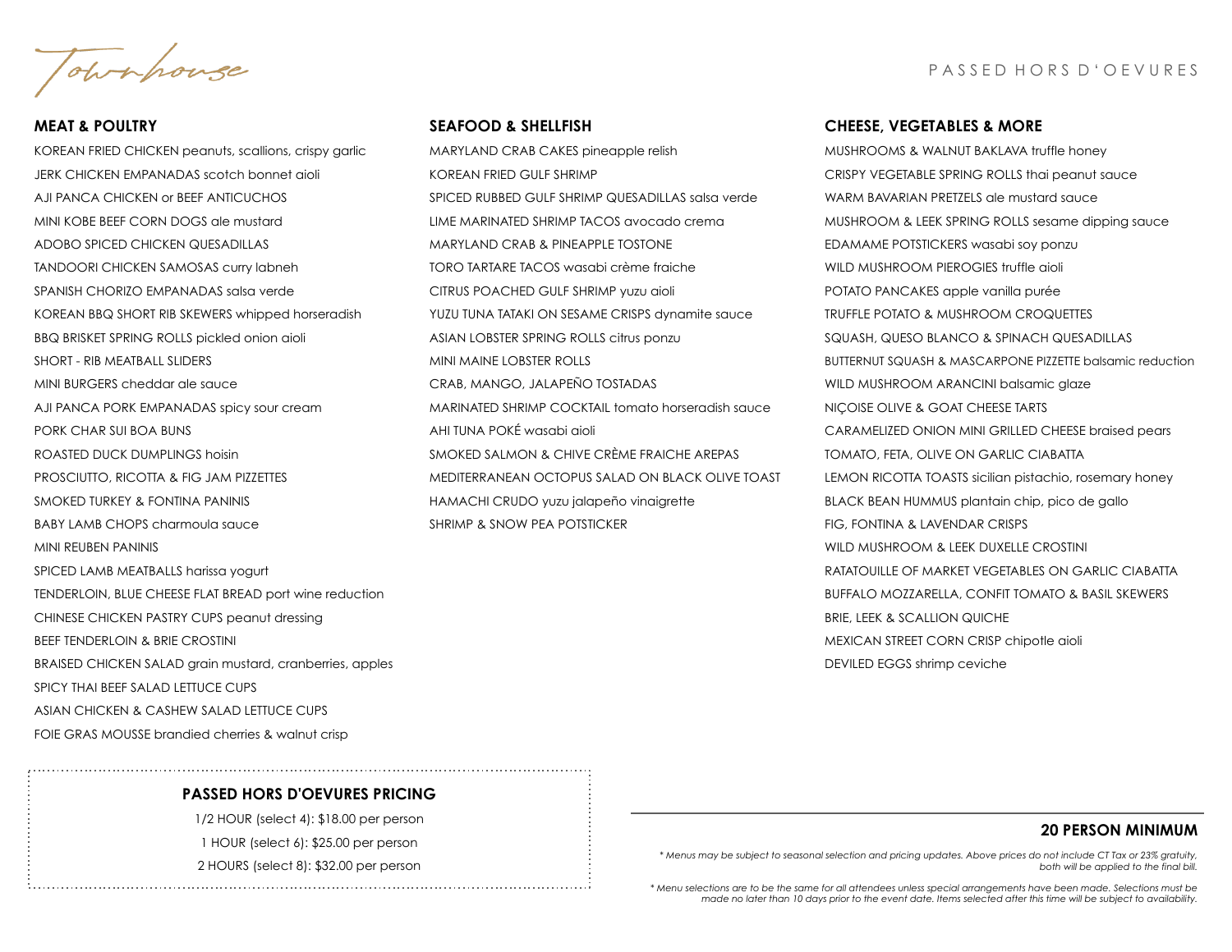Townhouse

PASSED HORS D'OEVURES

## MEAT & POULTRY

KOREAN FRIED CHICKEN peanuts, scallions, crispy garlic
JERK CHICKEN EMPANADAS scotch bonnet aioli
AJI PANCA CHICKEN or BEEF ANTICUCHOS
MINI KOBE BEEF CORN DOGS ale mustard
ADOBO SPICED CHICKEN QUESADILLAS
TANDOORI CHICKEN SAMOSAS curry labneh
SPANISH CHORIZO EMPANADAS salsa verde
KOREAN BBQ SHORT RIB SKEWERS whipped horseradish
BBQ BRISKET SPRING ROLLS pickled onion aioli
SHORT - RIB MEATBALL SLIDERS
MINI BURGERS cheddar ale sauce
AJI PANCA PORK EMPANADAS spicy sour cream
PORK CHAR SUI BOA BUNS
ROASTED DUCK DUMPLINGS hoisin
PROSCIUTTO, RICOTTA & FIG JAM PIZZETTES
SMOKED TURKEY & FONTINA PANINIS
BABY LAMB CHOPS charmoula sauce
MINI REUBEN PANINIS
SPICED LAMB MEATBALLS harissa yogurt
TENDERLOIN, BLUE CHEESE FLAT BREAD port wine reduction
CHINESE CHICKEN PASTRY CUPS peanut dressing
BEEF TENDERLOIN & BRIE CROSTINI
BRAISED CHICKEN SALAD grain mustard, cranberries, apples
SPICY THAI BEEF SALAD LETTUCE CUPS
ASIAN CHICKEN & CASHEW SALAD LETTUCE CUPS
FOIE GRAS MOUSSE brandied cherries & walnut crisp

## SEAFOOD & SHELLFISH

MARYLAND CRAB CAKES pineapple relish
KOREAN FRIED GULF SHRIMP
SPICED RUBBED GULF SHRIMP QUESADILLAS salsa verde
LIME MARINATED SHRIMP TACOS avocado crema
MARYLAND CRAB & PINEAPPLE TOSTONE
TORO TARTARE TACOS wasabi crème fraiche
CITRUS POACHED GULF SHRIMP yuzu aioli
YUZU TUNA TATAKI ON SESAME CRISPS dynamite sauce
ASIAN LOBSTER SPRING ROLLS citrus ponzu
MINI MAINE LOBSTER ROLLS
CRAB, MANGO, JALAPEÑO TOSTADAS
MARINATED SHRIMP COCKTAIL tomato horseradish sauce
AHI TUNA POKÉ wasabi aioli
SMOKED SALMON & CHIVE CRÈME FRAICHE AREPAS
MEDITERRANEAN OCTOPUS SALAD ON BLACK OLIVE TOAST
HAMACHI CRUDO yuzu jalapeño vinaigrette
SHRIMP & SNOW PEA POTSTICKER

## CHEESE, VEGETABLES & MORE

MUSHROOMS & WALNUT BAKLAVA truffle honey
CRISPY VEGETABLE SPRING ROLLS thai peanut sauce
WARM BAVARIAN PRETZELS ale mustard sauce
MUSHROOM & LEEK SPRING ROLLS sesame dipping sauce
EDAMAME POTSTICKERS wasabi soy ponzu
WILD MUSHROOM PIEROGIES truffle aioli
POTATO PANCAKES apple vanilla purée
TRUFFLE POTATO & MUSHROOM CROQUETTES
SQUASH, QUESO BLANCO & SPINACH QUESADILLAS
BUTTERNUT SQUASH & MASCARPONE PIZZETTE balsamic reduction
WILD MUSHROOM ARANCINI balsamic glaze
NIÇOISE OLIVE & GOAT CHEESE TARTS
CARAMELIZED ONION MINI GRILLED CHEESE braised pears
TOMATO, FETA, OLIVE ON GARLIC CIABATTA
LEMON RICOTTA TOASTS sicilian pistachio, rosemary honey
BLACK BEAN HUMMUS plantain chip, pico de gallo
FIG, FONTINA & LAVENDAR CRISPS
WILD MUSHROOM & LEEK DUXELLE CROSTINI
RATATOUILLE OF MARKET VEGETABLES ON GARLIC CIABATTA
BUFFALO MOZZARELLA, CONFIT TOMATO & BASIL SKEWERS
BRIE, LEEK & SCALLION QUICHE
MEXICAN STREET CORN CRISP chipotle aioli
DEVILED EGGS shrimp ceviche

## PASSED HORS D'OEVURES PRICING

1/2 HOUR (select 4): $18.00 per person
1 HOUR (select 6): $25.00 per person
2 HOURS (select 8): $32.00 per person

## 20 PERSON MINIMUM

*\* Menus may be subject to seasonal selection and pricing updates. Above prices do not include CT Tax or 23% gratuity, both will be applied to the final bill.*

*\* Menu selections are to be the same for all attendees unless special arrangements have been made. Selections must be made no later than 10 days prior to the event date. Items selected after this time will be subject to availability.*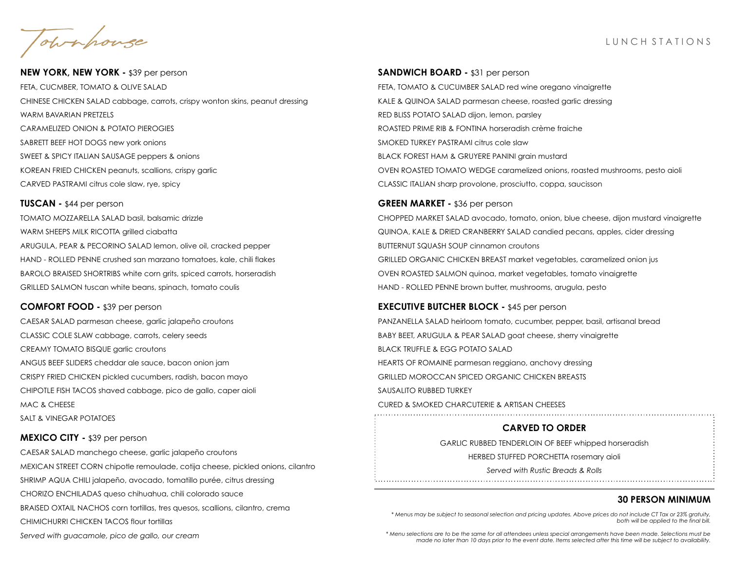# Townhouse

## LUNCH STATIONS

**NEW YORK, NEW YORK -** $39 per person

FETA, CUCMBER, TOMATO & OLIVE SALAD

CHINESE CHICKEN SALAD cabbage, carrots, crispy wonton skins, peanut dressing

WARM BAVARIAN PRETZELS

CARAMELIZED ONION & POTATO PIEROGIES

SABRETT BEEF HOT DOGS new york onions

SWEET & SPICY ITALIAN SAUSAGE peppers & onions

KOREAN FRIED CHICKEN peanuts, scallions, crispy garlic

CARVED PASTRAMI citrus cole slaw, rye, spicy

**TUSCAN -** $44 per person

TOMATO MOZZARELLA SALAD basil, balsamic drizzle

WARM SHEEPS MILK RICOTTA grilled ciabatta

ARUGULA, PEAR & PECORINO SALAD lemon, olive oil, cracked pepper

HAND - ROLLED PENNE crushed san marzano tomatoes, kale, chili flakes

BAROLO BRAISED SHORTRIBS white corn grits, spiced carrots, horseradish

GRILLED SALMON tuscan white beans, spinach, tomato coulis

**COMFORT FOOD -** $39 per person

CAESAR SALAD parmesan cheese, garlic jalapeño croutons

CLASSIC COLE SLAW cabbage, carrots, celery seeds

CREAMY TOMATO BISQUE garlic croutons

ANGUS BEEF SLIDERS cheddar ale sauce, bacon onion jam

CRISPY FRIED CHICKEN pickled cucumbers, radish, bacon mayo

CHIPOTLE FISH TACOS shaved cabbage, pico de gallo, caper aioli

MAC & CHEESE

SALT & VINEGAR POTATOES

**MEXICO CITY -** $39 per person

CAESAR SALAD manchego cheese, garlic jalapeño croutons

MEXICAN STREET CORN chipotle remoulade, cotija cheese, pickled onions, cilantro

SHRIMP AQUA CHILI jalapeño, avocado, tomatillo purée, citrus dressing

CHORIZO ENCHILADAS queso chihuahua, chili colorado sauce

BRAISED OXTAIL NACHOS corn tortillas, tres quesos, scallions, cilantro, crema

CHIMICHURRI CHICKEN TACOS flour tortillas

*Served with guacamole, pico de gallo, our cream*

**SANDWICH BOARD -** $31 per person

FETA, TOMATO & CUCUMBER SALAD red wine oregano vinaigrette

KALE & QUINOA SALAD parmesan cheese, roasted garlic dressing

RED BLISS POTATO SALAD dijon, lemon, parsley

ROASTED PRIME RIB & FONTINA horseradish crème fraiche

SMOKED TURKEY PASTRAMI citrus cole slaw

BLACK FOREST HAM & GRUYERE PANINI grain mustard

OVEN ROASTED TOMATO WEDGE caramelized onions, roasted mushrooms, pesto aioli

CLASSIC ITALIAN sharp provolone, prosciutto, coppa, saucisson

**GREEN MARKET -** $36 per person

CHOPPED MARKET SALAD avocado, tomato, onion, blue cheese, dijon mustard vinaigrette

QUINOA, KALE & DRIED CRANBERRY SALAD candied pecans, apples, cider dressing

BUTTERNUT SQUASH SOUP cinnamon croutons

GRILLED ORGANIC CHICKEN BREAST market vegetables, caramelized onion jus

OVEN ROASTED SALMON quinoa, market vegetables, tomato vinaigrette

HAND - ROLLED PENNE brown butter, mushrooms, arugula, pesto

**EXECUTIVE BUTCHER BLOCK -** $45 per person

PANZANELLA SALAD heirloom tomato, cucumber, pepper, basil, artisanal bread

BABY BEET, ARUGULA & PEAR SALAD goat cheese, sherry vinaigrette

BLACK TRUFFLE & EGG POTATO SALAD

HEARTS OF ROMAINE parmesan reggiano, anchovy dressing

GRILLED MOROCCAN SPICED ORGANIC CHICKEN BREASTS

SAUSALITO RUBBED TURKEY

CURED & SMOKED CHARCUTERIE & ARTISAN CHEESES

**CARVED TO ORDER**

GARLIC RUBBED TENDERLOIN OF BEEF whipped horseradish

HERBED STUFFED PORCHETTA rosemary aioli

*Served with Rustic Breads & Rolls*

**30 PERSON MINIMUM**

*\* Menus may be subject to seasonal selection and pricing updates. Above prices do not include CT Tax or 23% gratuity, both will be applied to the final bill.*

*\* Menu selections are to be the same for all attendees unless special arrangements have been made. Selections must be made no later than 10 days prior to the event date. Items selected after this time will be subject to availability.*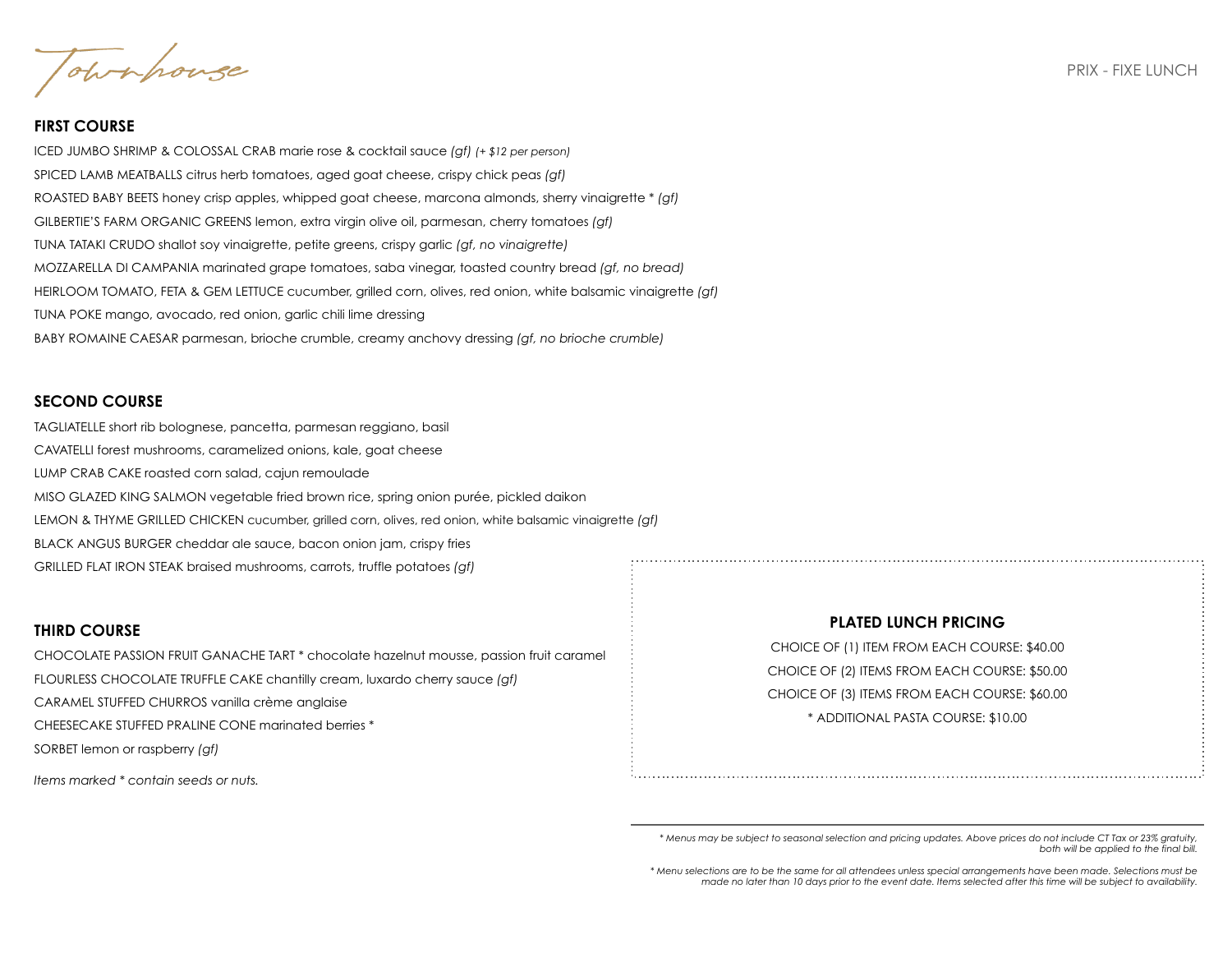Townhouse

PRIX - FIXE LUNCH

## FIRST COURSE

ICED JUMBO SHRIMP & COLOSSAL CRAB marie rose & cocktail sauce *(gf)* *(+ $12 per person)*

SPICED LAMB MEATBALLS citrus herb tomatoes, aged goat cheese, crispy chick peas *(gf)*

ROASTED BABY BEETS honey crisp apples, whipped goat cheese, marcona almonds, sherry vinaigrette * *(gf)*

GILBERTIE'S FARM ORGANIC GREENS lemon, extra virgin olive oil, parmesan, cherry tomatoes *(gf)*

TUNA TATAKI CRUDO shallot soy vinaigrette, petite greens, crispy garlic *(gf, no vinaigrette)*

MOZZARELLA DI CAMPANIA marinated grape tomatoes, saba vinegar, toasted country bread *(gf, no bread)*

HEIRLOOM TOMATO, FETA & GEM LETTUCE cucumber, grilled corn, olives, red onion, white balsamic vinaigrette *(gf)*

TUNA POKE mango, avocado, red onion, garlic chili lime dressing

BABY ROMAINE CAESAR parmesan, brioche crumble, creamy anchovy dressing *(gf, no brioche crumble)*

## SECOND COURSE

TAGLIATELLE short rib bolognese, pancetta, parmesan reggiano, basil

CAVATELLI forest mushrooms, caramelized onions, kale, goat cheese

LUMP CRAB CAKE roasted corn salad, cajun remoulade

MISO GLAZED KING SALMON vegetable fried brown rice, spring onion purée, pickled daikon

LEMON & THYME GRILLED CHICKEN cucumber, grilled corn, olives, red onion, white balsamic vinaigrette *(gf)*

BLACK ANGUS BURGER cheddar ale sauce, bacon onion jam, crispy fries

GRILLED FLAT IRON STEAK braised mushrooms, carrots, truffle potatoes *(gf)*

## THIRD COURSE

CHOCOLATE PASSION FRUIT GANACHE TART * chocolate hazelnut mousse, passion fruit caramel

FLOURLESS CHOCOLATE TRUFFLE CAKE chantilly cream, luxardo cherry sauce *(gf)*

CARAMEL STUFFED CHURROS vanilla crème anglaise

CHEESECAKE STUFFED PRALINE CONE marinated berries *

SORBET lemon or raspberry *(gf)*

*Items marked * contain seeds or nuts.*

## PLATED LUNCH PRICING

CHOICE OF (1) ITEM FROM EACH COURSE: $40.00

CHOICE OF (2) ITEMS FROM EACH COURSE: $50.00

CHOICE OF (3) ITEMS FROM EACH COURSE: $60.00

* ADDITIONAL PASTA COURSE: $10.00

*\* Menus may be subject to seasonal selection and pricing updates. Above prices do not include CT Tax or 23% gratuity, both will be applied to the final bill.*

*\* Menu selections are to be the same for all attendees unless special arrangements have been made. Selections must be made no later than 10 days prior to the event date. Items selected after this time will be subject to availability.*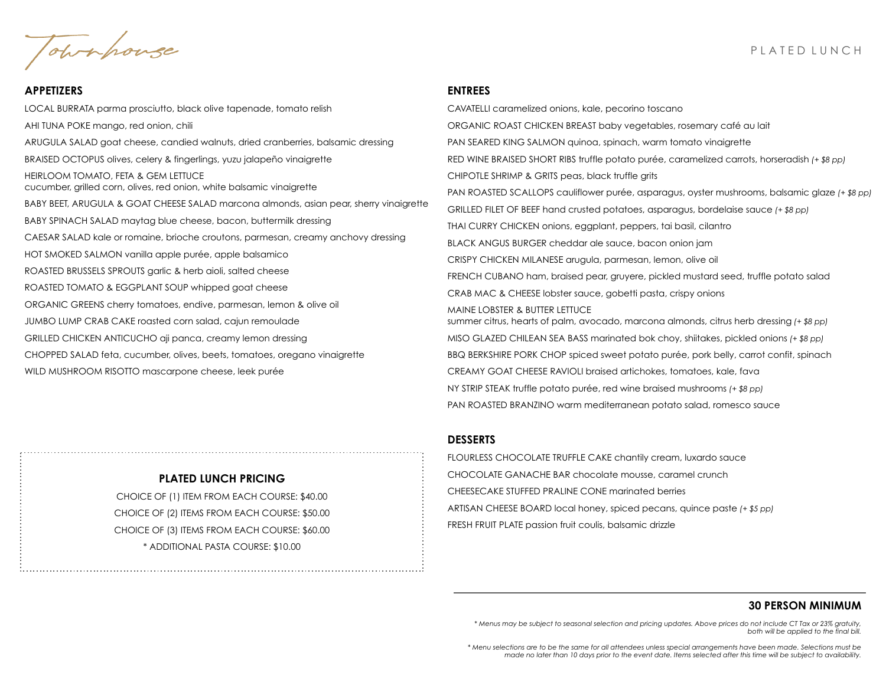Townhouse

PLATED LUNCH

## APPETIZERS

LOCAL BURRATA parma prosciutto, black olive tapenade, tomato relish

AHI TUNA POKE mango, red onion, chili

ARUGULA SALAD goat cheese, candied walnuts, dried cranberries, balsamic dressing

BRAISED OCTOPUS olives, celery & fingerlings, yuzu jalapeño vinaigrette

HEIRLOOM TOMATO, FETA & GEM LETTUCE
cucumber, grilled corn, olives, red onion, white balsamic vinaigrette

BABY BEET, ARUGULA & GOAT CHEESE SALAD marcona almonds, asian pear, sherry vinaigrette

BABY SPINACH SALAD maytag blue cheese, bacon, buttermilk dressing

CAESAR SALAD kale or romaine, brioche croutons, parmesan, creamy anchovy dressing

HOT SMOKED SALMON vanilla apple purée, apple balsamico

ROASTED BRUSSELS SPROUTS garlic & herb aioli, salted cheese

ROASTED TOMATO & EGGPLANT SOUP whipped goat cheese

ORGANIC GREENS cherry tomatoes, endive, parmesan, lemon & olive oil

JUMBO LUMP CRAB CAKE roasted corn salad, cajun remoulade

GRILLED CHICKEN ANTICUCHO aji panca, creamy lemon dressing

CHOPPED SALAD feta, cucumber, olives, beets, tomatoes, oregano vinaigrette

WILD MUSHROOM RISOTTO mascarpone cheese, leek purée

## ENTREES

CAVATELLI caramelized onions, kale, pecorino toscano

ORGANIC ROAST CHICKEN BREAST baby vegetables, rosemary café au lait

PAN SEARED KING SALMON quinoa, spinach, warm tomato vinaigrette

RED WINE BRAISED SHORT RIBS truffle potato purée, caramelized carrots, horseradish *(+ $8 pp)*

CHIPOTLE SHRIMP & GRITS peas, black truffle grits

PAN ROASTED SCALLOPS cauliflower purée, asparagus, oyster mushrooms, balsamic glaze *(+ $8 pp)*

GRILLED FILET OF BEEF hand crusted potatoes, asparagus, bordelaise sauce *(+ $8 pp)*

THAI CURRY CHICKEN onions, eggplant, peppers, tai basil, cilantro

BLACK ANGUS BURGER cheddar ale sauce, bacon onion jam

CRISPY CHICKEN MILANESE arugula, parmesan, lemon, olive oil

FRENCH CUBANO ham, braised pear, gruyere, pickled mustard seed, truffle potato salad

CRAB MAC & CHEESE lobster sauce, gobetti pasta, crispy onions

MAINE LOBSTER & BUTTER LETTUCE
summer citrus, hearts of palm, avocado, marcona almonds, citrus herb dressing *(+ $8 pp)*

MISO GLAZED CHILEAN SEA BASS marinated bok choy, shiitakes, pickled onions *(+ $8 pp)*

BBQ BERKSHIRE PORK CHOP spiced sweet potato purée, pork belly, carrot confit, spinach

CREAMY GOAT CHEESE RAVIOLI braised artichokes, tomatoes, kale, fava

NY STRIP STEAK truffle potato purée, red wine braised mushrooms *(+ $8 pp)*

PAN ROASTED BRANZINO warm mediterranean potato salad, romesco sauce

## DESSERTS

FLOURLESS CHOCOLATE TRUFFLE CAKE chantily cream, luxardo sauce

CHOCOLATE GANACHE BAR chocolate mousse, caramel crunch

CHEESECAKE STUFFED PRALINE CONE marinated berries

ARTISAN CHEESE BOARD local honey, spiced pecans, quince paste *(+ $5 pp)*

FRESH FRUIT PLATE passion fruit coulis, balsamic drizzle

## PLATED LUNCH PRICING

CHOICE OF (1) ITEM FROM EACH COURSE: $40.00

CHOICE OF (2) ITEMS FROM EACH COURSE: $50.00

CHOICE OF (3) ITEMS FROM EACH COURSE: $60.00

* ADDITIONAL PASTA COURSE: $10.00

**30 PERSON MINIMUM**

*\* Menus may be subject to seasonal selection and pricing updates. Above prices do not include CT Tax or 23% gratuity, both will be applied to the final bill.*

*\* Menu selections are to be the same for all attendees unless special arrangements have been made. Selections must be made no later than 10 days prior to the event date. Items selected after this time will be subject to availability.*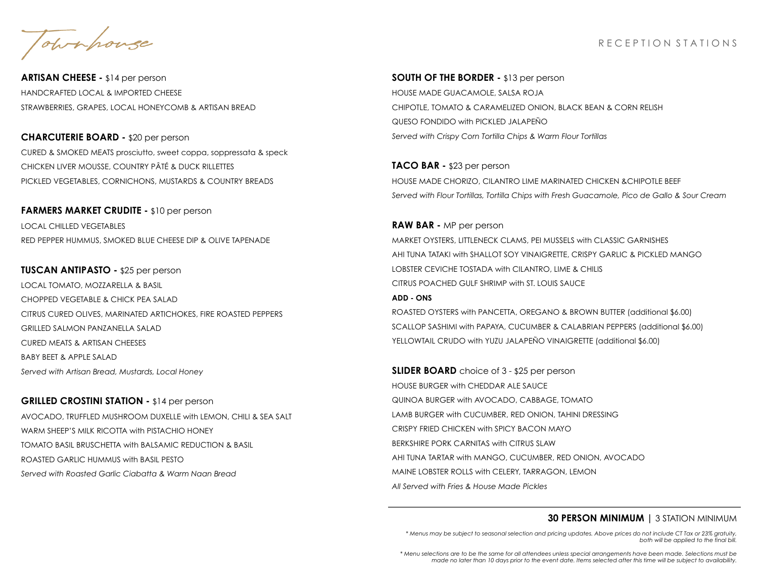# Townhouse

## RECEPTION STATIONS

**ARTISAN CHEESE -** $14 per person

HANDCRAFTED LOCAL & IMPORTED CHEESE

STRAWBERRIES, GRAPES, LOCAL HONEYCOMB & ARTISAN BREAD

**CHARCUTERIE BOARD -** $20 per person

CURED & SMOKED MEATS prosciutto, sweet coppa, soppressata & speck

CHICKEN LIVER MOUSSE, COUNTRY PÂTÉ & DUCK RILLETTES

PICKLED VEGETABLES, CORNICHONS, MUSTARDS & COUNTRY BREADS

**FARMERS MARKET CRUDITE -** $10 per person

LOCAL CHILLED VEGETABLES

RED PEPPER HUMMUS, SMOKED BLUE CHEESE DIP & OLIVE TAPENADE

**TUSCAN ANTIPASTO -** $25 per person

LOCAL TOMATO, MOZZARELLA & BASIL

CHOPPED VEGETABLE & CHICK PEA SALAD

CITRUS CURED OLIVES, MARINATED ARTICHOKES, FIRE ROASTED PEPPERS

GRILLED SALMON PANZANELLA SALAD

CURED MEATS & ARTISAN CHEESES

BABY BEET & APPLE SALAD

*Served with Artisan Bread, Mustards, Local Honey*

**GRILLED CROSTINI STATION -** $14 per person

AVOCADO, TRUFFLED MUSHROOM DUXELLE with LEMON, CHILI & SEA SALT

WARM SHEEP'S MILK RICOTTA with PISTACHIO HONEY

TOMATO BASIL BRUSCHETTA with BALSAMIC REDUCTION & BASIL

ROASTED GARLIC HUMMUS with BASIL PESTO

*Served with Roasted Garlic Ciabatta & Warm Naan Bread*

**SOUTH OF THE BORDER -** $13 per person

HOUSE MADE GUACAMOLE, SALSA ROJA

CHIPOTLE, TOMATO & CARAMELIZED ONION, BLACK BEAN & CORN RELISH

QUESO FONDIDO with PICKLED JALAPEÑO

*Served with Crispy Corn Tortilla Chips & Warm Flour Tortillas*

**TACO BAR -** $23 per person

HOUSE MADE CHORIZO, CILANTRO LIME MARINATED CHICKEN &CHIPOTLE BEEF

*Served with Flour Tortillas, Tortilla Chips with Fresh Guacamole, Pico de Gallo & Sour Cream*

**RAW BAR -** MP per person

MARKET OYSTERS, LITTLENECK CLAMS, PEI MUSSELS with CLASSIC GARNISHES

AHI TUNA TATAKI with SHALLOT SOY VINAIGRETTE, CRISPY GARLIC & PICKLED MANGO

LOBSTER CEVICHE TOSTADA with CILANTRO, LIME & CHILIS

CITRUS POACHED GULF SHRIMP with ST. LOUIS SAUCE

**ADD - ONS**

ROASTED OYSTERS with PANCETTA, OREGANO & BROWN BUTTER (additional $6.00)

SCALLOP SASHIMI with PAPAYA, CUCUMBER & CALABRIAN PEPPERS (additional $6.00)

YELLOWTAIL CRUDO with YUZU JALAPEÑO VINAIGRETTE (additional $6.00)

**SLIDER BOARD** choice of 3 - $25 per person

HOUSE BURGER with CHEDDAR ALE SAUCE

QUINOA BURGER with AVOCADO, CABBAGE, TOMATO

LAMB BURGER with CUCUMBER, RED ONION, TAHINI DRESSING

CRISPY FRIED CHICKEN with SPICY BACON MAYO

BERKSHIRE PORK CARNITAS with CITRUS SLAW

AHI TUNA TARTAR with MANGO, CUCUMBER, RED ONION, AVOCADO

MAINE LOBSTER ROLLS with CELERY, TARRAGON, LEMON

*All Served with Fries & House Made Pickles*

---

**30 PERSON MINIMUM** | 3 STATION MINIMUM

*\* Menus may be subject to seasonal selection and pricing updates. Above prices do not include CT Tax or 23% gratuity, both will be applied to the final bill.*

*\* Menu selections are to be the same for all attendees unless special arrangements have been made. Selections must be made no later than 10 days prior to the event date. Items selected after this time will be subject to availability.*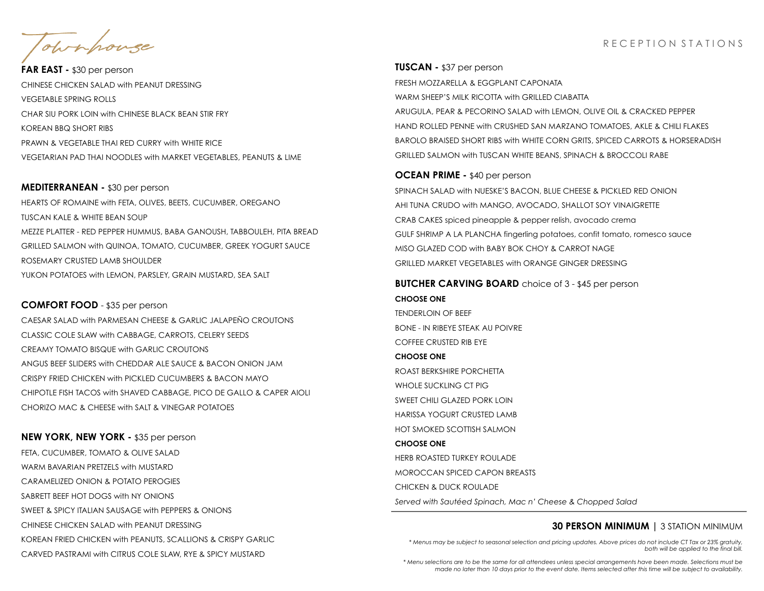# Townhouse

## RECEPTION STATIONS

**FAR EAST -** $30 per person

CHINESE CHICKEN SALAD with PEANUT DRESSING

VEGETABLE SPRING ROLLS

CHAR SIU PORK LOIN with CHINESE BLACK BEAN STIR FRY

KOREAN BBQ SHORT RIBS

PRAWN & VEGETABLE THAI RED CURRY with WHITE RICE

VEGETARIAN PAD THAI NOODLES with MARKET VEGETABLES, PEANUTS & LIME

**MEDITERRANEAN -** $30 per person

HEARTS OF ROMAINE with FETA, OLIVES, BEETS, CUCUMBER, OREGANO

TUSCAN KALE & WHITE BEAN SOUP

MEZZE PLATTER - RED PEPPER HUMMUS, BABA GANOUSH, TABBOULEH, PITA BREAD

GRILLED SALMON with QUINOA, TOMATO, CUCUMBER, GREEK YOGURT SAUCE

ROSEMARY CRUSTED LAMB SHOULDER

YUKON POTATOES with LEMON, PARSLEY, GRAIN MUSTARD, SEA SALT

**COMFORT FOOD** - $35 per person

CAESAR SALAD with PARMESAN CHEESE & GARLIC JALAPEÑO CROUTONS

CLASSIC COLE SLAW with CABBAGE, CARROTS, CELERY SEEDS

CREAMY TOMATO BISQUE with GARLIC CROUTONS

ANGUS BEEF SLIDERS with CHEDDAR ALE SAUCE & BACON ONION JAM

CRISPY FRIED CHICKEN with PICKLED CUCUMBERS & BACON MAYO

CHIPOTLE FISH TACOS with SHAVED CABBAGE, PICO DE GALLO & CAPER AIOLI

CHORIZO MAC & CHEESE with SALT & VINEGAR POTATOES

**NEW YORK, NEW YORK -** $35 per person

FETA, CUCUMBER, TOMATO & OLIVE SALAD

WARM BAVARIAN PRETZELS with MUSTARD

CARAMELIZED ONION & POTATO PEROGIES

SABRETT BEEF HOT DOGS with NY ONIONS

SWEET & SPICY ITALIAN SAUSAGE with PEPPERS & ONIONS

CHINESE CHICKEN SALAD with PEANUT DRESSING

KOREAN FRIED CHICKEN with PEANUTS, SCALLIONS & CRISPY GARLIC

CARVED PASTRAMI with CITRUS COLE SLAW, RYE & SPICY MUSTARD

**TUSCAN -** $37 per person

FRESH MOZZARELLA & EGGPLANT CAPONATA

WARM SHEEP'S MILK RICOTTA with GRILLED CIABATTA

ARUGULA, PEAR & PECORINO SALAD with LEMON, OLIVE OIL & CRACKED PEPPER

HAND ROLLED PENNE with CRUSHED SAN MARZANO TOMATOES, AKLE & CHILI FLAKES

BAROLO BRAISED SHORT RIBS with WHITE CORN GRITS, SPICED CARROTS & HORSERADISH

GRILLED SALMON with TUSCAN WHITE BEANS, SPINACH & BROCCOLI RABE

**OCEAN PRIME -** $40 per person

SPINACH SALAD with NUESKE'S BACON, BLUE CHEESE & PICKLED RED ONION

AHI TUNA CRUDO with MANGO, AVOCADO, SHALLOT SOY VINAIGRETTE

CRAB CAKES spiced pineapple & pepper relish, avocado crema

GULF SHRIMP A LA PLANCHA fingerling potatoes, confit tomato, romesco sauce

MISO GLAZED COD with BABY BOK CHOY & CARROT NAGE

GRILLED MARKET VEGETABLES with ORANGE GINGER DRESSING

**BUTCHER CARVING BOARD** choice of 3 - $45 per person

**CHOOSE ONE**

TENDERLOIN OF BEEF

BONE - IN RIBEYE STEAK AU POIVRE

COFFEE CRUSTED RIB EYE

**CHOOSE ONE**

ROAST BERKSHIRE PORCHETTA

WHOLE SUCKLING CT PIG

SWEET CHILI GLAZED PORK LOIN

HARISSA YOGURT CRUSTED LAMB

HOT SMOKED SCOTTISH SALMON

**CHOOSE ONE**

HERB ROASTED TURKEY ROULADE

MOROCCAN SPICED CAPON BREASTS

CHICKEN & DUCK ROULADE

*Served with Sautéed Spinach, Mac n' Cheese & Chopped Salad*

**30 PERSON MINIMUM** | 3 STATION MINIMUM

*\* Menus may be subject to seasonal selection and pricing updates. Above prices do not include CT Tax or 23% gratuity, both will be applied to the final bill.*

*\* Menu selections are to be the same for all attendees unless special arrangements have been made. Selections must be made no later than 10 days prior to the event date. Items selected after this time will be subject to availability.*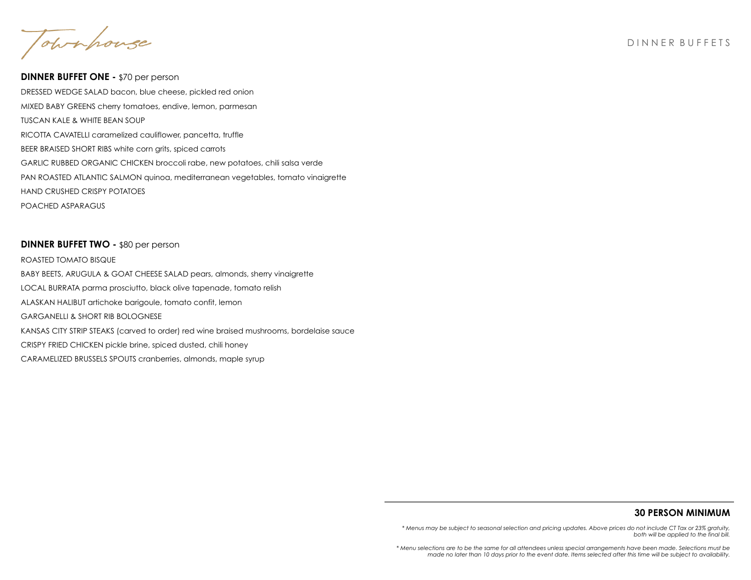Townhouse

DINNER BUFFETS

**DINNER BUFFET ONE -** $70 per person

DRESSED WEDGE SALAD bacon, blue cheese, pickled red onion

MIXED BABY GREENS cherry tomatoes, endive, lemon, parmesan

TUSCAN KALE & WHITE BEAN SOUP

RICOTTA CAVATELLI caramelized cauliflower, pancetta, truffle

BEER BRAISED SHORT RIBS white corn grits, spiced carrots

GARLIC RUBBED ORGANIC CHICKEN broccoli rabe, new potatoes, chili salsa verde

PAN ROASTED ATLANTIC SALMON quinoa, mediterranean vegetables, tomato vinaigrette

HAND CRUSHED CRISPY POTATOES

POACHED ASPARAGUS

**DINNER BUFFET TWO -** $80 per person

ROASTED TOMATO BISQUE

BABY BEETS, ARUGULA & GOAT CHEESE SALAD pears, almonds, sherry vinaigrette

LOCAL BURRATA parma prosciutto, black olive tapenade, tomato relish

ALASKAN HALIBUT artichoke barigoule, tomato confit, lemon

GARGANELLI & SHORT RIB BOLOGNESE

KANSAS CITY STRIP STEAKS (carved to order) red wine braised mushrooms, bordelaise sauce

CRISPY FRIED CHICKEN pickle brine, spiced dusted, chili honey

CARAMELIZED BRUSSELS SPOUTS cranberries, almonds, maple syrup

**30 PERSON MINIMUM**

*\* Menus may be subject to seasonal selection and pricing updates. Above prices do not include CT Tax or 23% gratuity, both will be applied to the final bill.*

*\* Menu selections are to be the same for all attendees unless special arrangements have been made. Selections must be made no later than 10 days prior to the event date. Items selected after this time will be subject to availability.*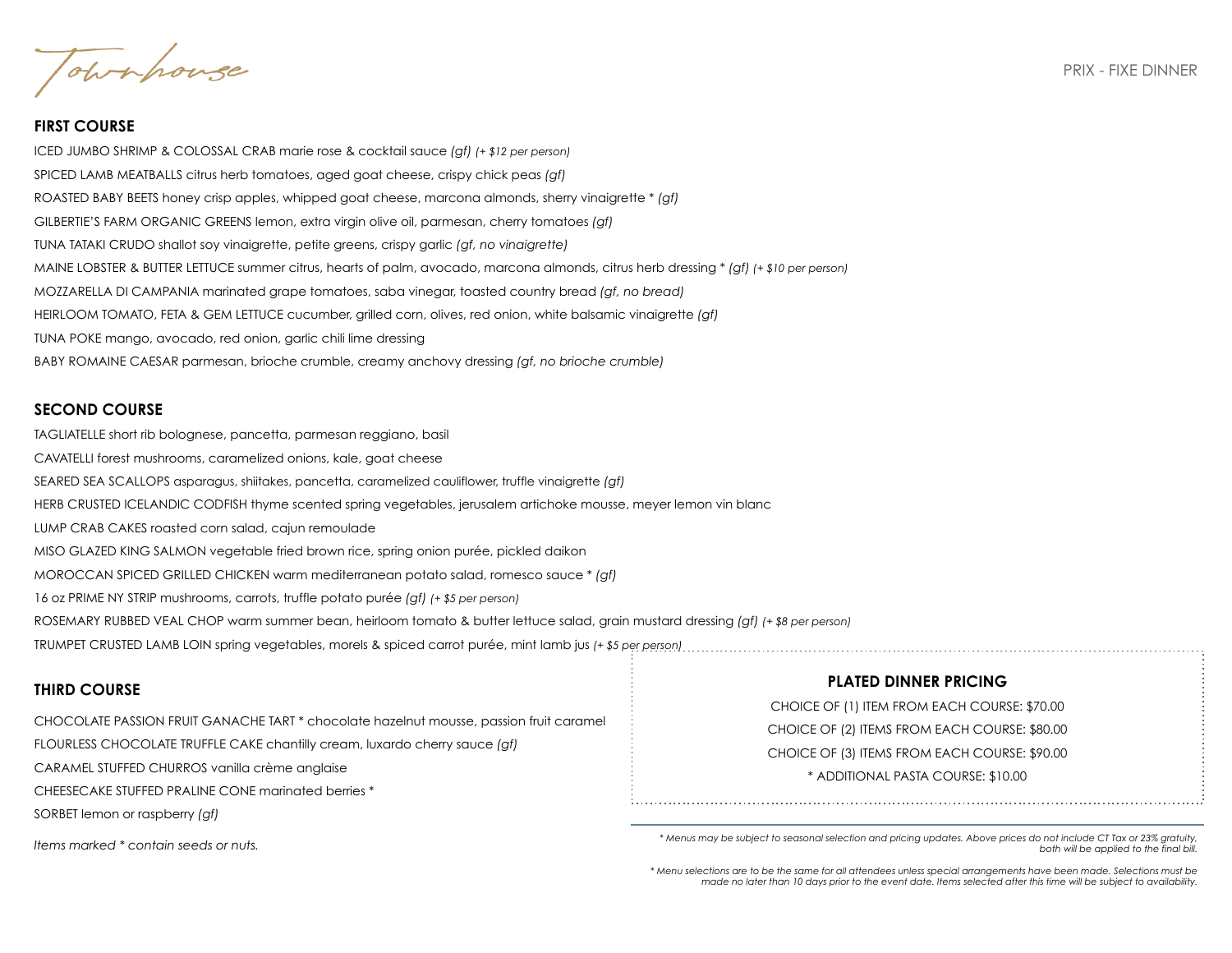Townhouse

PRIX - FIXE DINNER

## FIRST COURSE

ICED JUMBO SHRIMP & COLOSSAL CRAB marie rose & cocktail sauce *(gf)* *(+ $12 per person)*

SPICED LAMB MEATBALLS citrus herb tomatoes, aged goat cheese, crispy chick peas *(gf)*

ROASTED BABY BEETS honey crisp apples, whipped goat cheese, marcona almonds, sherry vinaigrette * *(gf)*

GILBERTIE'S FARM ORGANIC GREENS lemon, extra virgin olive oil, parmesan, cherry tomatoes *(gf)*

TUNA TATAKI CRUDO shallot soy vinaigrette, petite greens, crispy garlic *(gf, no vinaigrette)*

MAINE LOBSTER & BUTTER LETTUCE summer citrus, hearts of palm, avocado, marcona almonds, citrus herb dressing * *(gf)* *(+ $10 per person)*

MOZZARELLA DI CAMPANIA marinated grape tomatoes, saba vinegar, toasted country bread *(gf, no bread)*

HEIRLOOM TOMATO, FETA & GEM LETTUCE cucumber, grilled corn, olives, red onion, white balsamic vinaigrette *(gf)*

TUNA POKE mango, avocado, red onion, garlic chili lime dressing

BABY ROMAINE CAESAR parmesan, brioche crumble, creamy anchovy dressing *(gf, no brioche crumble)*

## SECOND COURSE

TAGLIATELLE short rib bolognese, pancetta, parmesan reggiano, basil

CAVATELLI forest mushrooms, caramelized onions, kale, goat cheese

SEARED SEA SCALLOPS asparagus, shiitakes, pancetta, caramelized cauliflower, truffle vinaigrette *(gf)*

HERB CRUSTED ICELANDIC CODFISH thyme scented spring vegetables, jerusalem artichoke mousse, meyer lemon vin blanc

LUMP CRAB CAKES roasted corn salad, cajun remoulade

MISO GLAZED KING SALMON vegetable fried brown rice, spring onion purée, pickled daikon

MOROCCAN SPICED GRILLED CHICKEN warm mediterranean potato salad, romesco sauce * *(gf)*

16 oz PRIME NY STRIP mushrooms, carrots, truffle potato purée *(gf)* *(+ $5 per person)*

ROSEMARY RUBBED VEAL CHOP warm summer bean, heirloom tomato & butter lettuce salad, grain mustard dressing *(gf)* *(+ $8 per person)*

TRUMPET CRUSTED LAMB LOIN spring vegetables, morels & spiced carrot purée, mint lamb jus *(+ $5 per person)*

## THIRD COURSE

CHOCOLATE PASSION FRUIT GANACHE TART * chocolate hazelnut mousse, passion fruit caramel

FLOURLESS CHOCOLATE TRUFFLE CAKE chantilly cream, luxardo cherry sauce *(gf)*

CARAMEL STUFFED CHURROS vanilla crème anglaise

CHEESECAKE STUFFED PRALINE CONE marinated berries *

SORBET lemon or raspberry *(gf)*

*Items marked * contain seeds or nuts.*

### PLATED DINNER PRICING

CHOICE OF (1) ITEM FROM EACH COURSE: $70.00

CHOICE OF (2) ITEMS FROM EACH COURSE: $80.00

CHOICE OF (3) ITEMS FROM EACH COURSE: $90.00

* ADDITIONAL PASTA COURSE: $10.00

*\* Menus may be subject to seasonal selection and pricing updates. Above prices do not include CT Tax or 23% gratuity, both will be applied to the final bill.*

*\* Menu selections are to be the same for all attendees unless special arrangements have been made. Selections must be made no later than 10 days prior to the event date. Items selected after this time will be subject to availability.*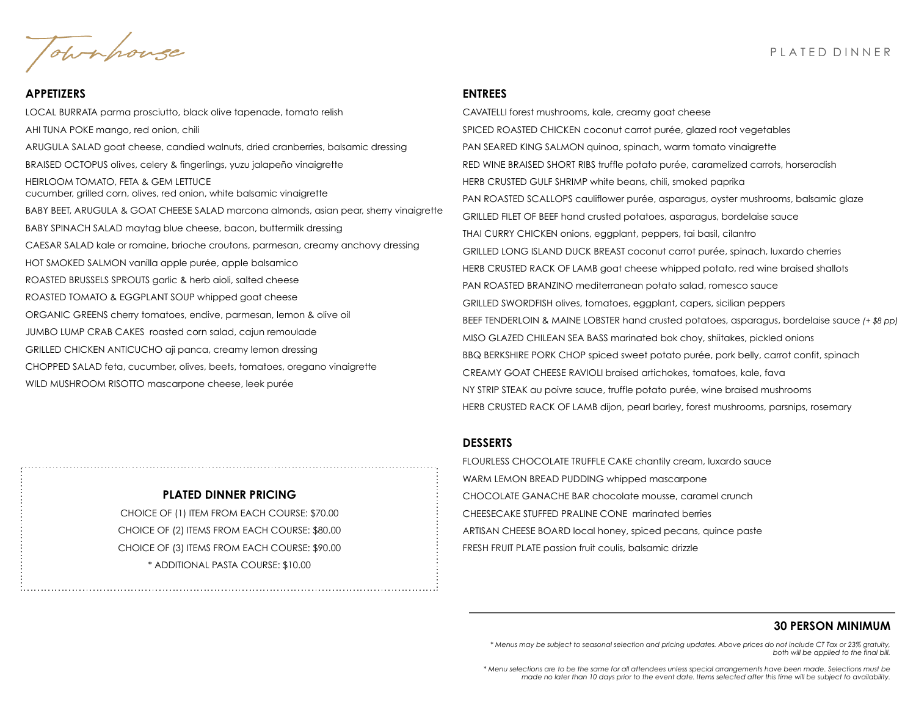Townhouse

PLATED DINNER

## APPETIZERS

LOCAL BURRATA parma prosciutto, black olive tapenade, tomato relish

AHI TUNA POKE mango, red onion, chili

ARUGULA SALAD goat cheese, candied walnuts, dried cranberries, balsamic dressing

BRAISED OCTOPUS olives, celery & fingerlings, yuzu jalapeño vinaigrette

HEIRLOOM TOMATO, FETA & GEM LETTUCE
cucumber, grilled corn, olives, red onion, white balsamic vinaigrette

BABY BEET, ARUGULA & GOAT CHEESE SALAD marcona almonds, asian pear, sherry vinaigrette

BABY SPINACH SALAD maytag blue cheese, bacon, buttermilk dressing

CAESAR SALAD kale or romaine, brioche croutons, parmesan, creamy anchovy dressing

HOT SMOKED SALMON vanilla apple purée, apple balsamico

ROASTED BRUSSELS SPROUTS garlic & herb aioli, salted cheese

ROASTED TOMATO & EGGPLANT SOUP whipped goat cheese

ORGANIC GREENS cherry tomatoes, endive, parmesan, lemon & olive oil

JUMBO LUMP CRAB CAKES roasted corn salad, cajun remoulade

GRILLED CHICKEN ANTICUCHO aji panca, creamy lemon dressing

CHOPPED SALAD feta, cucumber, olives, beets, tomatoes, oregano vinaigrette

WILD MUSHROOM RISOTTO mascarpone cheese, leek purée

### PLATED DINNER PRICING

CHOICE OF (1) ITEM FROM EACH COURSE: $70.00

CHOICE OF (2) ITEMS FROM EACH COURSE: $80.00

CHOICE OF (3) ITEMS FROM EACH COURSE: $90.00

* ADDITIONAL PASTA COURSE: $10.00

## ENTREES

CAVATELLI forest mushrooms, kale, creamy goat cheese

SPICED ROASTED CHICKEN coconut carrot purée, glazed root vegetables

PAN SEARED KING SALMON quinoa, spinach, warm tomato vinaigrette

RED WINE BRAISED SHORT RIBS truffle potato purée, caramelized carrots, horseradish

HERB CRUSTED GULF SHRIMP white beans, chili, smoked paprika

PAN ROASTED SCALLOPS cauliflower purée, asparagus, oyster mushrooms, balsamic glaze

GRILLED FILET OF BEEF hand crusted potatoes, asparagus, bordelaise sauce

THAI CURRY CHICKEN onions, eggplant, peppers, tai basil, cilantro

GRILLED LONG ISLAND DUCK BREAST coconut carrot purée, spinach, luxardo cherries

HERB CRUSTED RACK OF LAMB goat cheese whipped potato, red wine braised shallots

PAN ROASTED BRANZINO mediterranean potato salad, romesco sauce

GRILLED SWORDFISH olives, tomatoes, eggplant, capers, sicilian peppers

BEEF TENDERLOIN & MAINE LOBSTER hand crusted potatoes, asparagus, bordelaise sauce *(+ $8 pp)*

MISO GLAZED CHILEAN SEA BASS marinated bok choy, shiitakes, pickled onions

BBQ BERKSHIRE PORK CHOP spiced sweet potato purée, pork belly, carrot confit, spinach

CREAMY GOAT CHEESE RAVIOLI braised artichokes, tomatoes, kale, fava

NY STRIP STEAK au poivre sauce, truffle potato purée, wine braised mushrooms

HERB CRUSTED RACK OF LAMB dijon, pearl barley, forest mushrooms, parsnips, rosemary

## DESSERTS

FLOURLESS CHOCOLATE TRUFFLE CAKE chantily cream, luxardo sauce

WARM LEMON BREAD PUDDING whipped mascarpone

CHOCOLATE GANACHE BAR chocolate mousse, caramel crunch

CHEESECAKE STUFFED PRALINE CONE marinated berries

ARTISAN CHEESE BOARD local honey, spiced pecans, quince paste

FRESH FRUIT PLATE passion fruit coulis, balsamic drizzle

### 30 PERSON MINIMUM

*\* Menus may be subject to seasonal selection and pricing updates. Above prices do not include CT Tax or 23% gratuity, both will be applied to the final bill.*

*\* Menu selections are to be the same for all attendees unless special arrangements have been made. Selections must be made no later than 10 days prior to the event date. Items selected after this time will be subject to availability.*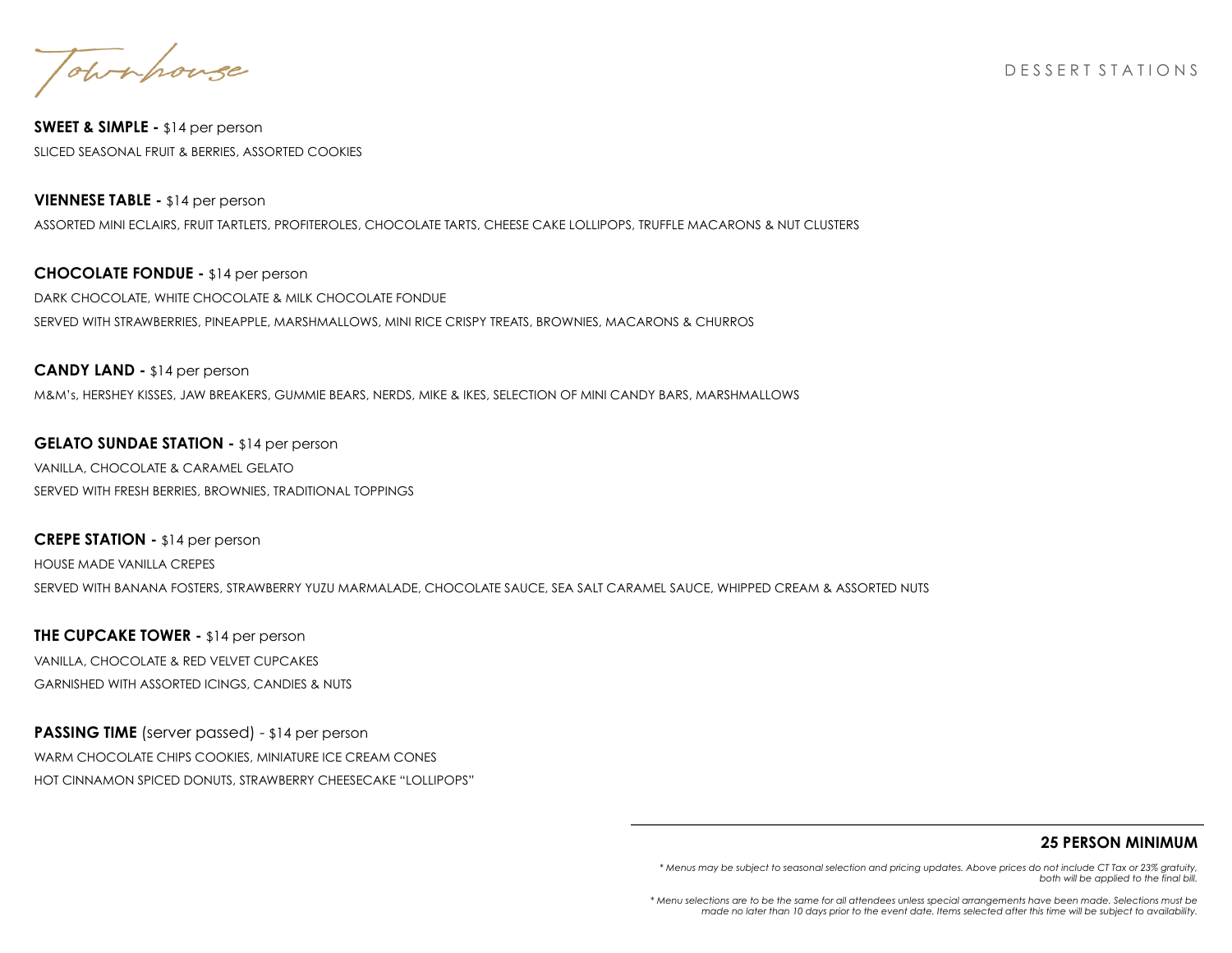Townhouse

DESSERT STATIONS

**SWEET & SIMPLE -** $14 per person

SLICED SEASONAL FRUIT & BERRIES, ASSORTED COOKIES

**VIENNESE TABLE -** $14 per person

ASSORTED MINI ECLAIRS, FRUIT TARTLETS, PROFITEROLES, CHOCOLATE TARTS, CHEESE CAKE LOLLIPOPS, TRUFFLE MACARONS & NUT CLUSTERS

**CHOCOLATE FONDUE -** $14 per person

DARK CHOCOLATE, WHITE CHOCOLATE & MILK CHOCOLATE FONDUE

SERVED WITH STRAWBERRIES, PINEAPPLE, MARSHMALLOWS, MINI RICE CRISPY TREATS, BROWNIES, MACARONS & CHURROS

**CANDY LAND -** $14 per person

M&M's, HERSHEY KISSES, JAW BREAKERS, GUMMIE BEARS, NERDS, MIKE & IKES, SELECTION OF MINI CANDY BARS, MARSHMALLOWS

**GELATO SUNDAE STATION -** $14 per person

VANILLA, CHOCOLATE & CARAMEL GELATO

SERVED WITH FRESH BERRIES, BROWNIES, TRADITIONAL TOPPINGS

**CREPE STATION -** $14 per person

HOUSE MADE VANILLA CREPES

SERVED WITH BANANA FOSTERS, STRAWBERRY YUZU MARMALADE, CHOCOLATE SAUCE, SEA SALT CARAMEL SAUCE, WHIPPED CREAM & ASSORTED NUTS

**THE CUPCAKE TOWER -** $14 per person

VANILLA, CHOCOLATE & RED VELVET CUPCAKES

GARNISHED WITH ASSORTED ICINGS, CANDIES & NUTS

**PASSING TIME** (server passed) - $14 per person

WARM CHOCOLATE CHIPS COOKIES, MINIATURE ICE CREAM CONES

HOT CINNAMON SPICED DONUTS, STRAWBERRY CHEESECAKE "LOLLIPOPS"

---

**25 PERSON MINIMUM**

*\* Menus may be subject to seasonal selection and pricing updates. Above prices do not include CT Tax or 23% gratuity, both will be applied to the final bill.*

*\* Menu selections are to be the same for all attendees unless special arrangements have been made. Selections must be made no later than 10 days prior to the event date. Items selected after this time will be subject to availability.*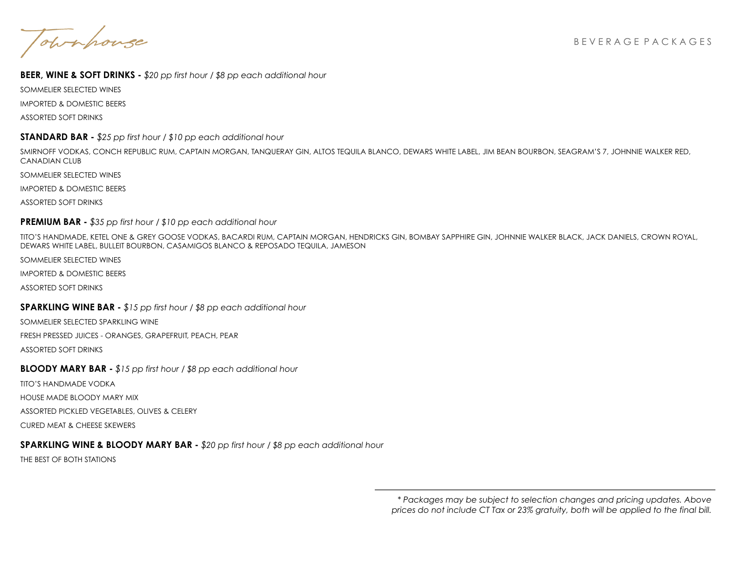Townhouse

BEVERAGE PACKAGES

**BEER, WINE & SOFT DRINKS -** *$20 pp first hour / $8 pp each additional hour*

SOMMELIER SELECTED WINES

IMPORTED & DOMESTIC BEERS

ASSORTED SOFT DRINKS

**STANDARD BAR -** *$25 pp first hour / $10 pp each additional hour*

SMIRNOFF VODKAS, CONCH REPUBLIC RUM, CAPTAIN MORGAN, TANQUERAY GIN, ALTOS TEQUILA BLANCO, DEWARS WHITE LABEL, JIM BEAN BOURBON, SEAGRAM'S 7, JOHNNIE WALKER RED, CANADIAN CLUB

SOMMELIER SELECTED WINES

IMPORTED & DOMESTIC BEERS

ASSORTED SOFT DRINKS

**PREMIUM BAR -** *$35 pp first hour / $10 pp each additional hour*

TITO'S HANDMADE, KETEL ONE & GREY GOOSE VODKAS, BACARDI RUM, CAPTAIN MORGAN, HENDRICKS GIN, BOMBAY SAPPHIRE GIN, JOHNNIE WALKER BLACK, JACK DANIELS, CROWN ROYAL, DEWARS WHITE LABEL, BULLEIT BOURBON, CASAMIGOS BLANCO & REPOSADO TEQUILA, JAMESON

SOMMELIER SELECTED WINES

IMPORTED & DOMESTIC BEERS

ASSORTED SOFT DRINKS

**SPARKLING WINE BAR -** *$15 pp first hour / $8 pp each additional hour*

SOMMELIER SELECTED SPARKLING WINE

FRESH PRESSED JUICES - ORANGES, GRAPEFRUIT, PEACH, PEAR

ASSORTED SOFT DRINKS

**BLOODY MARY BAR -** *$15 pp first hour / $8 pp each additional hour*

TITO'S HANDMADE VODKA

HOUSE MADE BLOODY MARY MIX

ASSORTED PICKLED VEGETABLES, OLIVES & CELERY

CURED MEAT & CHEESE SKEWERS

**SPARKLING WINE & BLOODY MARY BAR -** *$20 pp first hour / $8 pp each additional hour*

THE BEST OF BOTH STATIONS

*\* Packages may be subject to selection changes and pricing updates. Above prices do not include CT Tax or 23% gratuity, both will be applied to the final bill.*